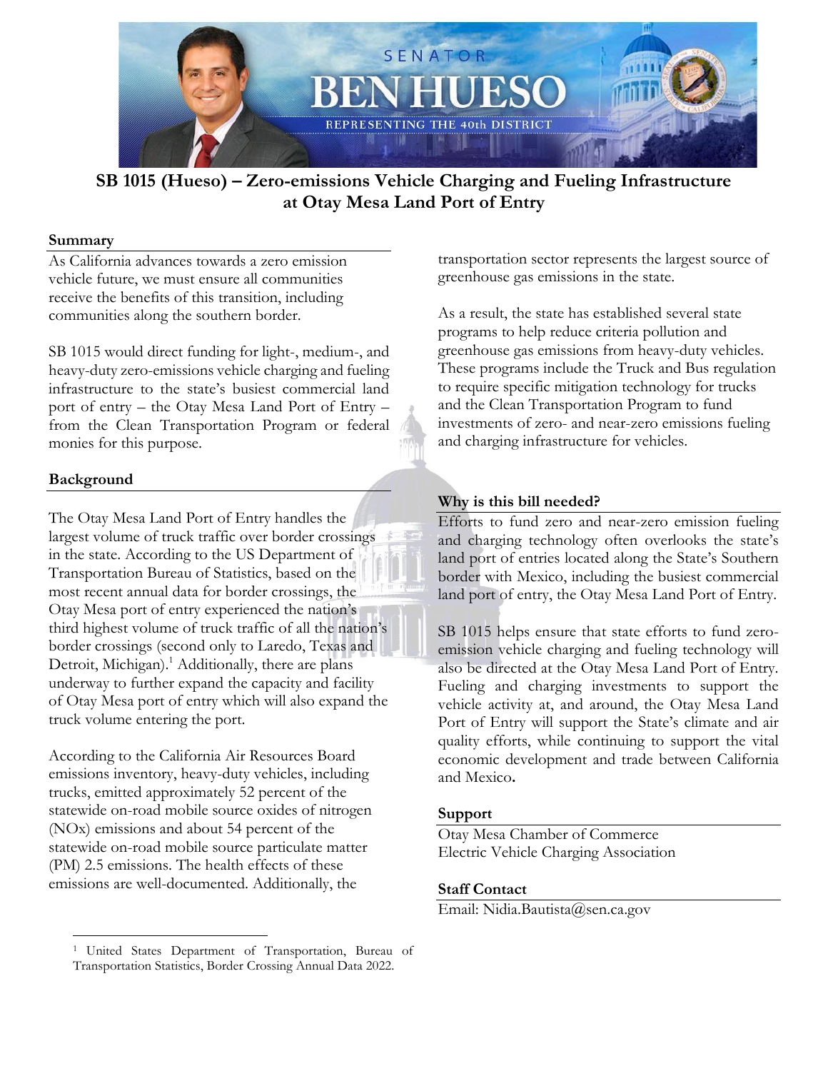SENATOR BEN HUESO

REPRESENTING THE 40th DISTRICT

# SB 1015 (Hueso) – Zero-emissions Vehicle Charging and Fueling Infrastructure at Otay Mesa Land Port of Entry

## Summary

As California advances towards a zero emission vehicle future, we must ensure all communities receive the benefits of this transition, including communities along the southern border.

SB 1015 would direct funding for light-, medium-, and heavy-duty zero-emissions vehicle charging and fueling infrastructure to the state's busiest commercial land port of entry – the Otay Mesa Land Port of Entry – from the Clean Transportation Program or federal monies for this purpose.

## Background

The Otay Mesa Land Port of Entry handles the largest volume of truck traffic over border crossings in the state. According to the US Department of Transportation Bureau of Statistics, based on the most recent annual data for border crossings, the Otay Mesa port of entry experienced the nation's third highest volume of truck traffic of all the nation's border crossings (second only to Laredo, Texas and Detroit, Michigan).[1] Additionally, there are plans underway to further expand the capacity and facility of Otay Mesa port of entry which will also expand the truck volume entering the port.

According to the California Air Resources Board emissions inventory, heavy-duty vehicles, including trucks, emitted approximately 52 percent of the statewide on-road mobile source oxides of nitrogen (NOx) emissions and about 54 percent of the statewide on-road mobile source particulate matter (PM) 2.5 emissions. The health effects of these emissions are well-documented. Additionally, the transportation sector represents the largest source of greenhouse gas emissions in the state.

As a result, the state has established several state programs to help reduce criteria pollution and greenhouse gas emissions from heavy-duty vehicles. These programs include the Truck and Bus regulation to require specific mitigation technology for trucks and the Clean Transportation Program to fund investments of zero- and near-zero emissions fueling and charging infrastructure for vehicles.

## Why is this bill needed?

Efforts to fund zero and near-zero emission fueling and charging technology often overlooks the state's land port of entries located along the State's Southern border with Mexico, including the busiest commercial land port of entry, the Otay Mesa Land Port of Entry.

SB 1015 helps ensure that state efforts to fund zero-emission vehicle charging and fueling technology will also be directed at the Otay Mesa Land Port of Entry. Fueling and charging investments to support the vehicle activity at, and around, the Otay Mesa Land Port of Entry will support the State's climate and air quality efforts, while continuing to support the vital economic development and trade between California and Mexico**.**

## Support

Otay Mesa Chamber of Commerce
Electric Vehicle Charging Association

## Staff Contact

Email: Nidia.Bautista@sen.ca.gov

---

[1] United States Department of Transportation, Bureau of Transportation Statistics, Border Crossing Annual Data 2022.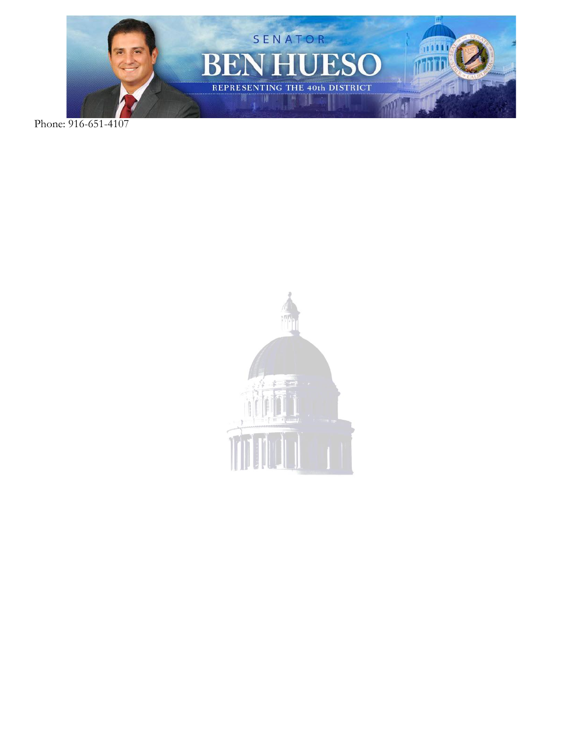Phone: 916-651-4107